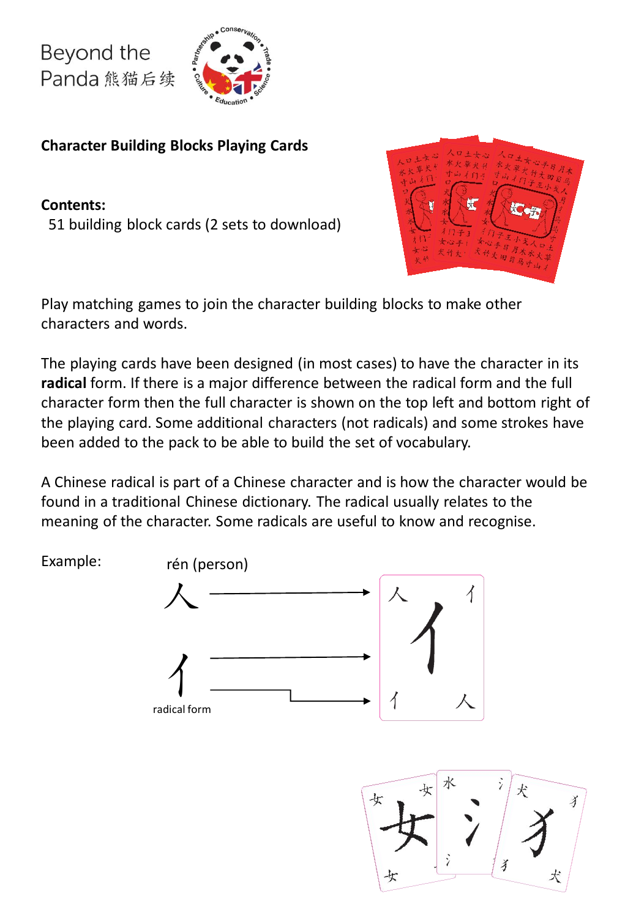Beyond the Panda 熊猫后续

**Character Building Blocks Playing Cards**

**Contents:**

51 building block cards (2 sets to download)

Play matching games to join the character building blocks to make other characters and words.

The playing cards have been designed (in most cases) to have the character in its **radical** form. If there is a major difference between the radical form and the full character form then the full character is shown on the top left and bottom right of the playing card. Some additional characters (not radicals) and some strokes have been added to the pack to be able to build the set of vocabulary.

A Chinese radical is part of a Chinese character and is how the character would be found in a traditional Chinese dictionary. The radical usually relates to the meaning of the character. Some radicals are useful to know and recognise.

Example: rén (person)

人

亻

radical form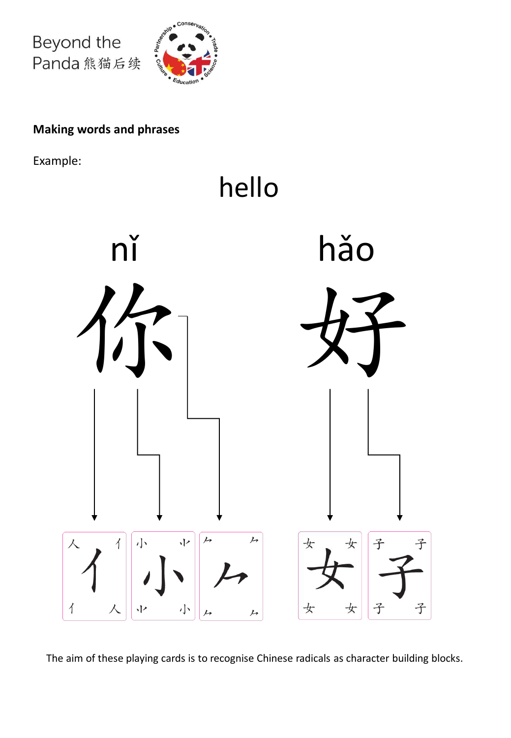Beyond the Panda 熊猫后续

**Making words and phrases**

Example:

hello

nǐ 你

hǎo 好

亻 小 𠂉 女 子

The aim of these playing cards is to recognise Chinese radicals as character building blocks.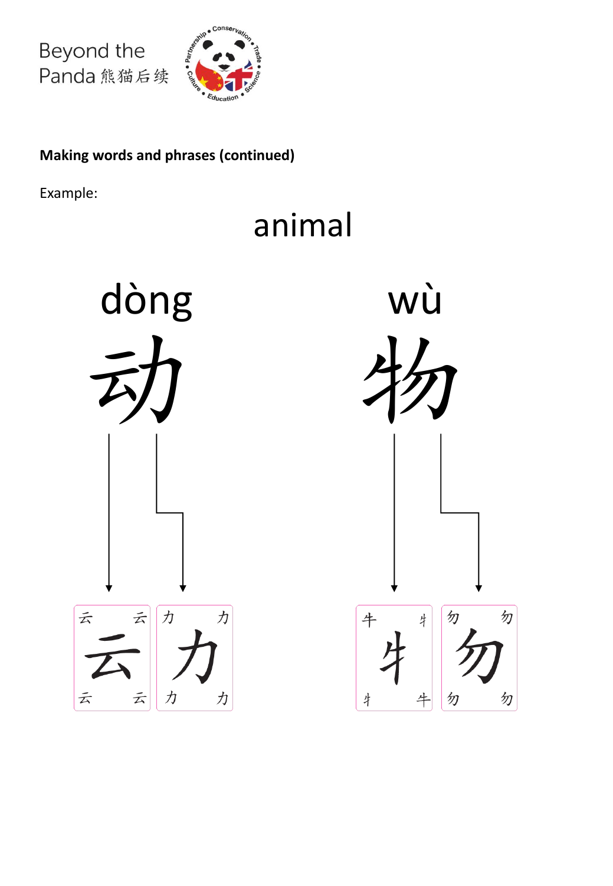**Making words and phrases (continued)**

Example:

animal

dòng 动 → 云 力

wù 物 → 牛 勿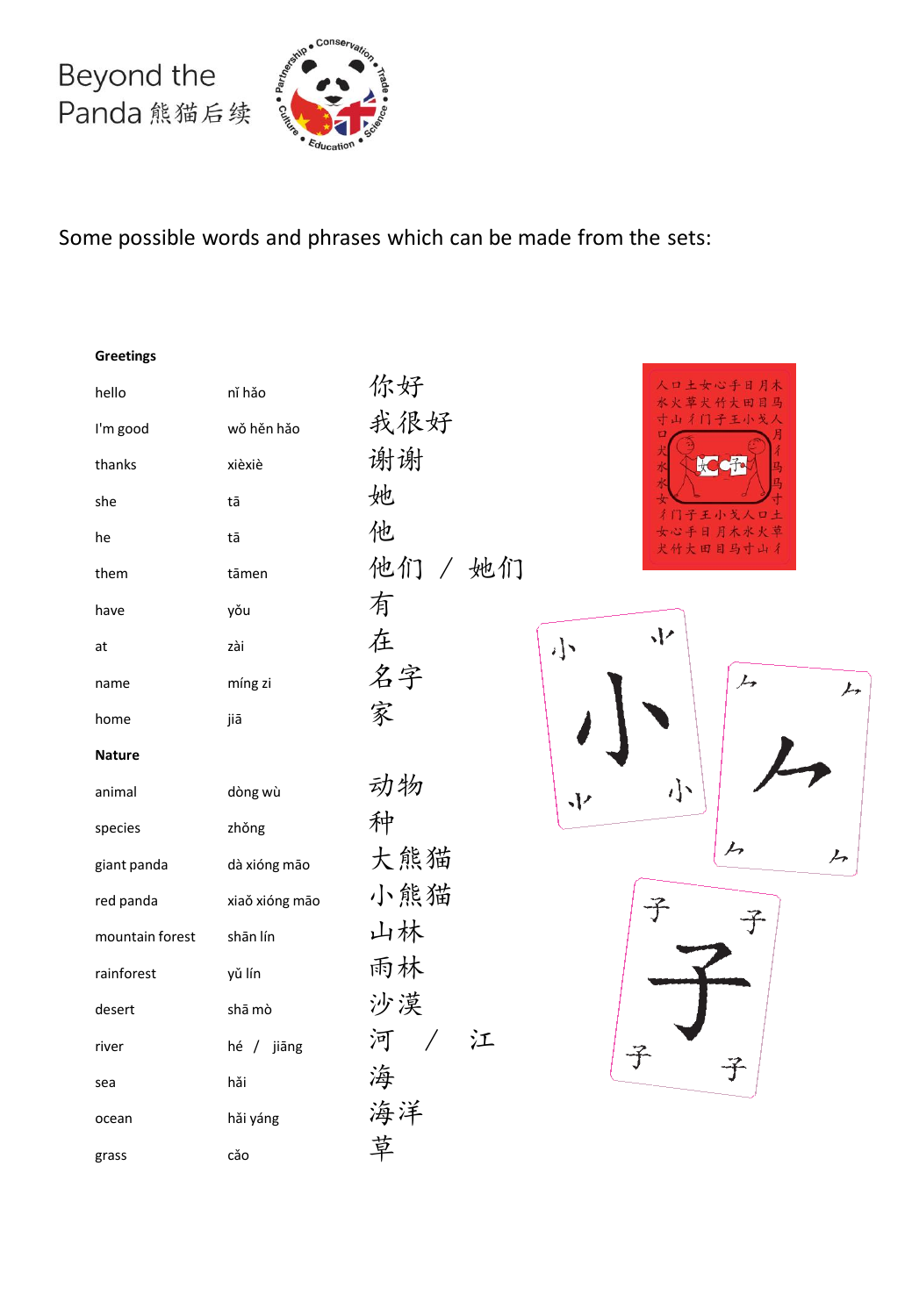Beyond the Panda 熊猫后续

Some possible words and phrases which can be made from the sets:

**Greetings**

| | | |
|---|---|---|
| hello | nǐ hǎo | 你好 |
| I'm good | wǒ hěn hǎo | 我很好 |
| thanks | xièxiè | 谢谢 |
| she | tā | 她 |
| he | tā | 他 |
| them | tāmen | 他们 / 她们 |
| have | yǒu | 有 |
| at | zài | 在 |
| name | míng zi | 名字 |
| home | jiā | 家 |

**Nature**

| | | |
|---|---|---|
| animal | dòng wù | 动物 |
| species | zhǒng | 种 |
| giant panda | dà xióng māo | 大熊猫 |
| red panda | xiaǒ xióng māo | 小熊猫 |
| mountain forest | shān lín | 山林 |
| rainforest | yǔ lín | 雨林 |
| desert | shā mò | 沙漠 |
| river | hé / jiāng | 河 / 江 |
| sea | hǎi | 海 |
| ocean | hǎi yáng | 海洋 |
| grass | cǎo | 草 |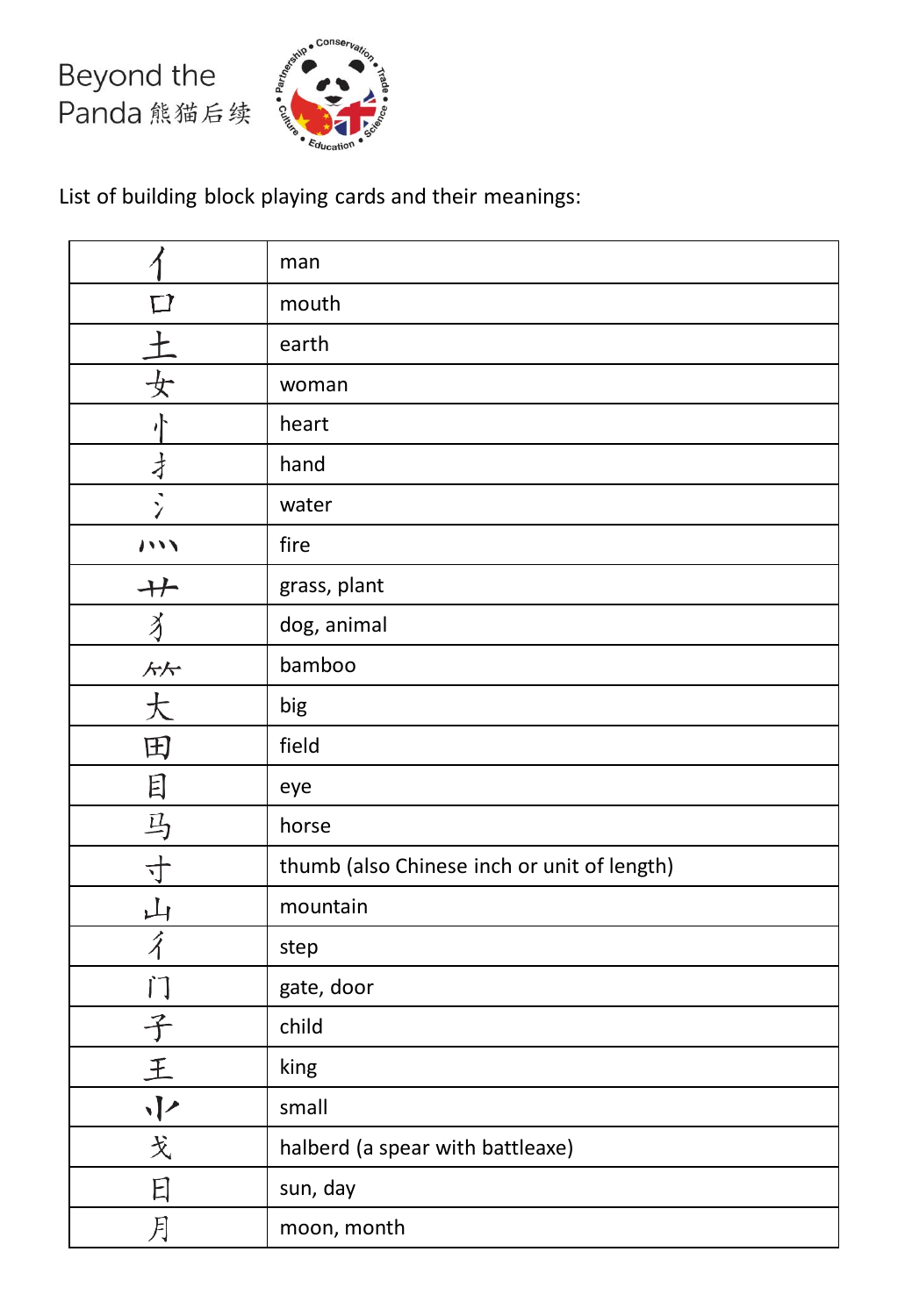Beyond the Panda 熊猫后续

List of building block playing cards and their meanings:

| 亻 | man |
|---|---|
| 口 | mouth |
| 土 | earth |
| 女 | woman |
| 忄 | heart |
| 扌 | hand |
| 氵 | water |
| 灬 | fire |
| 艹 | grass, plant |
| 犭 | dog, animal |
| ⺮ | bamboo |
| 大 | big |
| 田 | field |
| 目 | eye |
| 马 | horse |
| 寸 | thumb (also Chinese inch or unit of length) |
| 山 | mountain |
| 彳 | step |
| 门 | gate, door |
| 子 | child |
| 王 | king |
| ⺌ | small |
| 戈 | halberd (a spear with battleaxe) |
| 日 | sun, day |
| 月 | moon, month |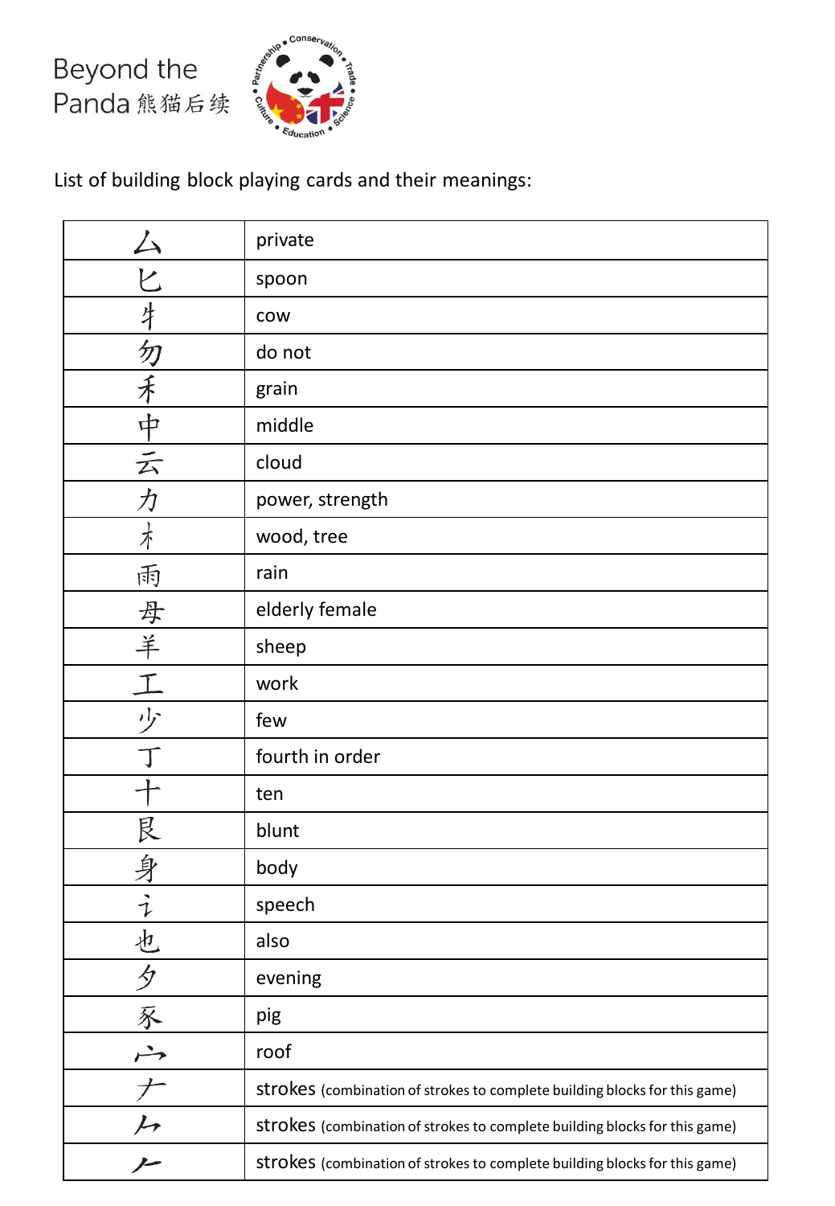Beyond the Panda 熊猫后续

List of building block playing cards and their meanings:

| | |
|---|---|
| 厶 | private |
| 匕 | spoon |
| 牜 | cow |
| 勿 | do not |
| 禾 | grain |
| 中 | middle |
| 云 | cloud |
| 力 | power, strength |
| 木 | wood, tree |
| 雨 | rain |
| 母 | elderly female |
| 羊 | sheep |
| 工 | work |
| 少 | few |
| 丁 | fourth in order |
| 十 | ten |
| 艮 | blunt |
| 身 | body |
| 讠 | speech |
| 也 | also |
| 夕 | evening |
| 豕 | pig |
| 宀 | roof |
| 𠂇 | strokes (combination of strokes to complete building blocks for this game) |
| 𠃋 | strokes (combination of strokes to complete building blocks for this game) |
| 𠂉 | strokes (combination of strokes to complete building blocks for this game) |